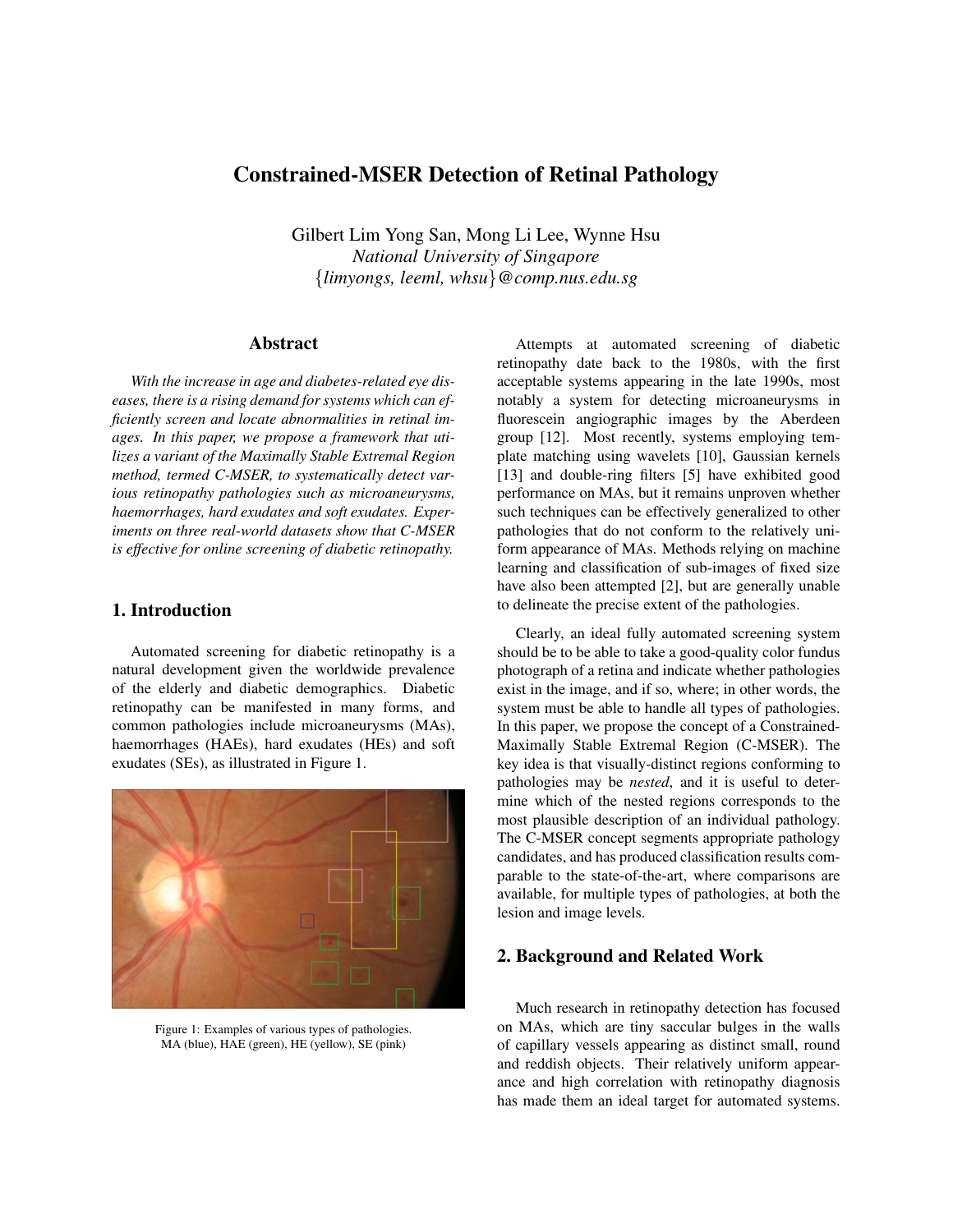# Constrained-MSER Detection of Retinal Pathology

Gilbert Lim Yong San, Mong Li Lee, Wynne Hsu
*National University of Singapore*
{*limyongs, leeml, whsu*}*@comp.nus.edu.sg*

## Abstract

*With the increase in age and diabetes-related eye diseases, there is a rising demand for systems which can efficiently screen and locate abnormalities in retinal images. In this paper, we propose a framework that utilizes a variant of the Maximally Stable Extremal Region method, termed C-MSER, to systematically detect various retinopathy pathologies such as microaneurysms, haemorrhages, hard exudates and soft exudates. Experiments on three real-world datasets show that C-MSER is effective for online screening of diabetic retinopathy.*

## 1. Introduction

Automated screening for diabetic retinopathy is a natural development given the worldwide prevalence of the elderly and diabetic demographics. Diabetic retinopathy can be manifested in many forms, and common pathologies include microaneurysms (MAs), haemorrhages (HAEs), hard exudates (HEs) and soft exudates (SEs), as illustrated in Figure 1.

Figure 1: Examples of various types of pathologies. MA (blue), HAE (green), HE (yellow), SE (pink)

Attempts at automated screening of diabetic retinopathy date back to the 1980s, with the first acceptable systems appearing in the late 1990s, most notably a system for detecting microaneurysms in fluorescein angiographic images by the Aberdeen group [12]. Most recently, systems employing template matching using wavelets [10], Gaussian kernels [13] and double-ring filters [5] have exhibited good performance on MAs, but it remains unproven whether such techniques can be effectively generalized to other pathologies that do not conform to the relatively uniform appearance of MAs. Methods relying on machine learning and classification of sub-images of fixed size have also been attempted [2], but are generally unable to delineate the precise extent of the pathologies.

Clearly, an ideal fully automated screening system should be to be able to take a good-quality color fundus photograph of a retina and indicate whether pathologies exist in the image, and if so, where; in other words, the system must be able to handle all types of pathologies. In this paper, we propose the concept of a Constrained-Maximally Stable Extremal Region (C-MSER). The key idea is that visually-distinct regions conforming to pathologies may be *nested*, and it is useful to determine which of the nested regions corresponds to the most plausible description of an individual pathology. The C-MSER concept segments appropriate pathology candidates, and has produced classification results comparable to the state-of-the-art, where comparisons are available, for multiple types of pathologies, at both the lesion and image levels.

## 2. Background and Related Work

Much research in retinopathy detection has focused on MAs, which are tiny saccular bulges in the walls of capillary vessels appearing as distinct small, round and reddish objects. Their relatively uniform appearance and high correlation with retinopathy diagnosis has made them an ideal target for automated systems.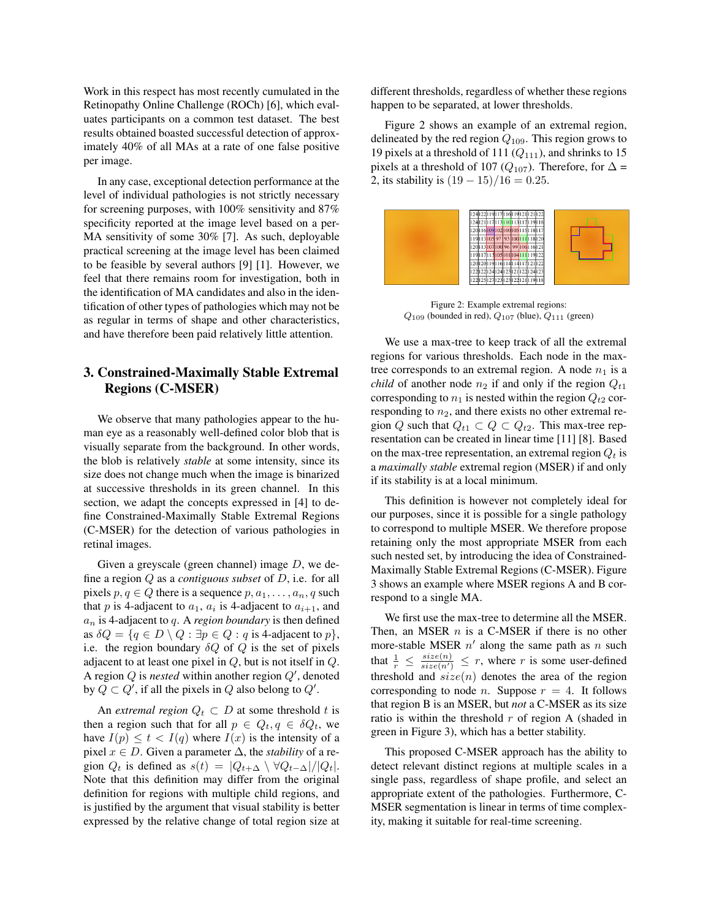Work in this respect has most recently cumulated in the Retinopathy Online Challenge (ROCh) [6], which evaluates participants on a common test dataset. The best results obtained boasted successful detection of approximately 40% of all MAs at a rate of one false positive per image.

In any case, exceptional detection performance at the level of individual pathologies is not strictly necessary for screening purposes, with 100% sensitivity and 87% specificity reported at the image level based on a per-MA sensitivity of some 30% [7]. As such, deployable practical screening at the image level has been claimed to be feasible by several authors [9] [1]. However, we feel that there remains room for investigation, both in the identification of MA candidates and also in the identification of other types of pathologies which may not be as regular in terms of shape and other characteristics, and have therefore been paid relatively little attention.

## 3. Constrained-Maximally Stable Extremal Regions (C-MSER)

We observe that many pathologies appear to the human eye as a reasonably well-defined color blob that is visually separate from the background. In other words, the blob is relatively *stable* at some intensity, since its size does not change much when the image is binarized at successive thresholds in its green channel. In this section, we adapt the concepts expressed in [4] to define Constrained-Maximally Stable Extremal Regions (C-MSER) for the detection of various pathologies in retinal images.

Given a greyscale (green channel) image $D$, we define a region $Q$ as a *contiguous subset* of $D$, i.e. for all pixels $p, q \in Q$ there is a sequence $p, a_1, \ldots, a_n, q$ such that $p$ is 4-adjacent to $a_1$, $a_i$ is 4-adjacent to $a_{i+1}$, and $a_n$ is 4-adjacent to $q$. A *region boundary* is then defined as $\delta Q = \{q \in D \setminus Q : \exists p \in Q : q \text{ is 4-adjacent to } p\}$, i.e. the region boundary $\delta Q$ of $Q$ is the set of pixels adjacent to at least one pixel in $Q$, but is not itself in $Q$. A region $Q$ is *nested* within another region $Q'$, denoted by $Q \subset Q'$, if all the pixels in $Q$ also belong to $Q'$.

An *extremal region* $Q_t \subset D$ at some threshold $t$ is then a region such that for all $p \in Q_t, q \in \delta Q_t$, we have $I(p) \leq t < I(q)$ where $I(x)$ is the intensity of a pixel $x \in D$. Given a parameter $\Delta$, the *stability* of a region $Q_t$ is defined as $s(t) = |Q_{t+\Delta} \setminus \forall Q_{t-\Delta}|/|Q_t|$. Note that this definition may differ from the original definition for regions with multiple child regions, and is justified by the argument that visual stability is better expressed by the relative change of total region size at different thresholds, regardless of whether these regions happen to be separated, at lower thresholds.

Figure 2 shows an example of an extremal region, delineated by the red region $Q_{109}$. This region grows to 19 pixels at a threshold of 111 ($Q_{111}$), and shrinks to 15 pixels at a threshold of 107 ($Q_{107}$). Therefore, for $\Delta$ = 2, its stability is $(19 - 15)/16 = 0.25$.

| 124 | 122 | 119 | 117 | 116 | 119 | 121 | 121 | 122 |
|---|---|---|---|---|---|---|---|---|
| 124 | 121 | 117 | 113 | 110 | 113 | 117 | 119 | 118 |
| 120 | 116 | 109 | 102 | 100 | 105 | 115 | 118 | 117 |
| 119 | 113 | 105 | 97 | 93 | 100 | 111 | 118 | 120 |
| 120 | 113 | 107 | 100 | 96 | 99 | 106 | 116 | 121 |
| 119 | 117 | 113 | 105 | 101 | 104 | 111 | 119 | 122 |
| 120 | 120 | 119 | 116 | 114 | 114 | 117 | 121 | 122 |
| 122 | 122 | 124 | 124 | 123 | 121 | 122 | 124 | 123 |
| 122 | 125 | 127 | 123 | 123 | 122 | 121 | 119 | 118 |

Figure 2: Example extremal regions: $Q_{109}$ (bounded in red), $Q_{107}$ (blue), $Q_{111}$ (green)

We use a max-tree to keep track of all the extremal regions for various thresholds. Each node in the max-tree corresponds to an extremal region. A node $n_1$ is a *child* of another node $n_2$ if and only if the region $Q_{t1}$ corresponding to $n_1$ is nested within the region $Q_{t2}$ corresponding to $n_2$, and there exists no other extremal region $Q$ such that $Q_{t1} \subset Q \subset Q_{t2}$. This max-tree representation can be created in linear time [11] [8]. Based on the max-tree representation, an extremal region $Q_t$ is a *maximally stable* extremal region (MSER) if and only if its stability is at a local minimum.

This definition is however not completely ideal for our purposes, since it is possible for a single pathology to correspond to multiple MSER. We therefore propose retaining only the most appropriate MSER from each such nested set, by introducing the idea of Constrained-Maximally Stable Extremal Regions (C-MSER). Figure 3 shows an example where MSER regions A and B correspond to a single MA.

We first use the max-tree to determine all the MSER. Then, an MSER $n$ is a C-MSER if there is no other more-stable MSER $n'$ along the same path as $n$ such that $\frac{1}{r} \leq \frac{size(n)}{size(n')} \leq r$, where $r$ is some user-defined threshold and $size(n)$ denotes the area of the region corresponding to node $n$. Suppose $r = 4$. It follows that region B is an MSER, but *not* a C-MSER as its size ratio is within the threshold $r$ of region A (shaded in green in Figure 3), which has a better stability.

This proposed C-MSER approach has the ability to detect relevant distinct regions at multiple scales in a single pass, regardless of shape profile, and select an appropriate extent of the pathologies. Furthermore, C-MSER segmentation is linear in terms of time complexity, making it suitable for real-time screening.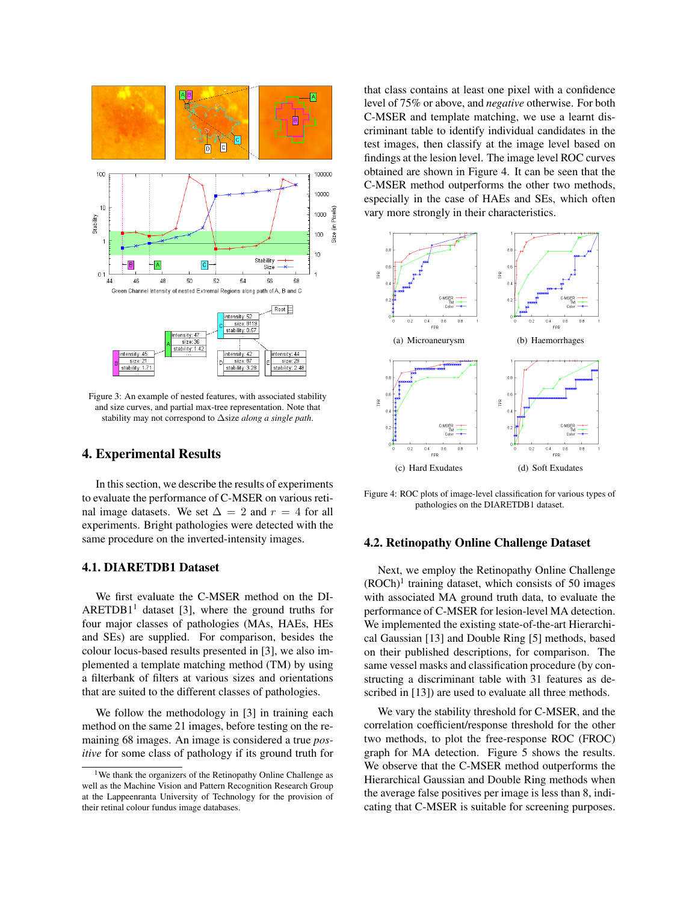Figure 3: An example of nested features, with associated stability and size curves, and partial max-tree representation. Note that stability may not correspond to $\Delta$size *along a single path*.

## 4. Experimental Results

In this section, we describe the results of experiments to evaluate the performance of C-MSER on various retinal image datasets. We set $\Delta = 2$ and $r = 4$ for all experiments. Bright pathologies were detected with the same procedure on the inverted-intensity images.

### 4.1. DIARETDB1 Dataset

We first evaluate the C-MSER method on the DIARETDB1[1] dataset [3], where the ground truths for four major classes of pathologies (MAs, HAEs, HEs and SEs) are supplied. For comparison, besides the colour locus-based results presented in [3], we also implemented a template matching method (TM) by using a filterbank of filters at various sizes and orientations that are suited to the different classes of pathologies.

We follow the methodology in [3] in training each method on the same 21 images, before testing on the remaining 68 images. An image is considered a true *positive* for some class of pathology if its ground truth for that class contains at least one pixel with a confidence level of 75% or above, and *negative* otherwise. For both C-MSER and template matching, we use a learnt discriminant table to identify individual candidates in the test images, then classify at the image level based on findings at the lesion level. The image level ROC curves obtained are shown in Figure 4. It can be seen that the C-MSER method outperforms the other two methods, especially in the case of HAEs and SEs, which often vary more strongly in their characteristics.

(a) Microaneurysm (b) Haemorrhages (c) Hard Exudates (d) Soft Exudates

Figure 4: ROC plots of image-level classification for various types of pathologies on the DIARETDB1 dataset.

### 4.2. Retinopathy Online Challenge Dataset

Next, we employ the Retinopathy Online Challenge (ROCh)[1] training dataset, which consists of 50 images with associated MA ground truth data, to evaluate the performance of C-MSER for lesion-level MA detection. We implemented the existing state-of-the-art Hierarchical Gaussian [13] and Double Ring [5] methods, based on their published descriptions, for comparison. The same vessel masks and classification procedure (by constructing a discriminant table with 31 features as described in [13]) are used to evaluate all three methods.

We vary the stability threshold for C-MSER, and the correlation coefficient/response threshold for the other two methods, to plot the free-response ROC (FROC) graph for MA detection. Figure 5 shows the results. We observe that the C-MSER method outperforms the Hierarchical Gaussian and Double Ring methods when the average false positives per image is less than 8, indicating that C-MSER is suitable for screening purposes.

[1] We thank the organizers of the Retinopathy Online Challenge as well as the Machine Vision and Pattern Recognition Research Group at the Lappeenranta University of Technology for the provision of their retinal colour fundus image databases.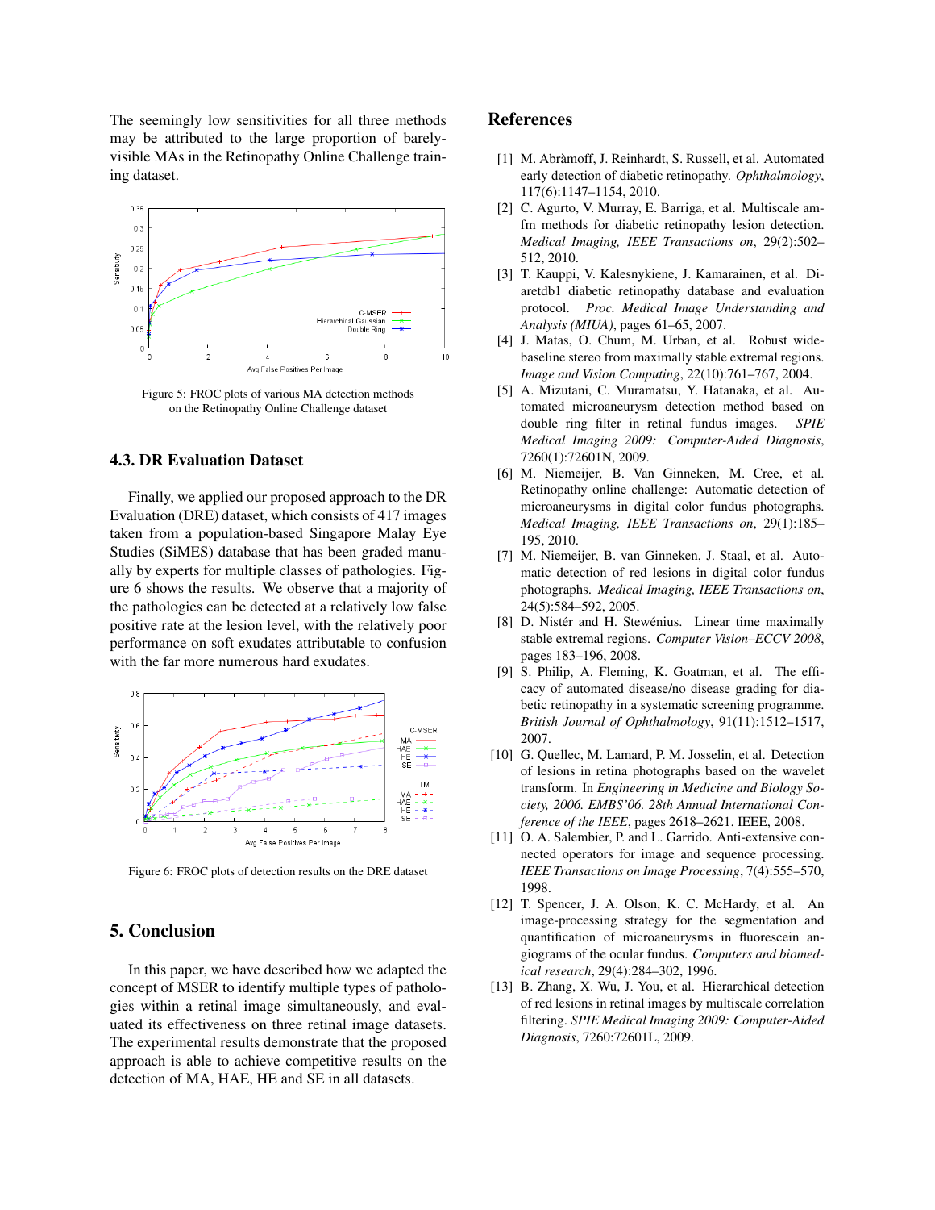The seemingly low sensitivities for all three methods may be attributed to the large proportion of barely-visible MAs in the Retinopathy Online Challenge training dataset.

0.35
0.3
0.25
0.2
0.15
0.1
0.05
0
Sensitivity
0 2 4 6 8 10
Avg False Positives Per Image
C-MSER
Hierarchical Gaussian
Double Ring

Figure 5: FROC plots of various MA detection methods on the Retinopathy Online Challenge dataset

### 4.3. DR Evaluation Dataset

Finally, we applied our proposed approach to the DR Evaluation (DRE) dataset, which consists of 417 images taken from a population-based Singapore Malay Eye Studies (SiMES) database that has been graded manually by experts for multiple classes of pathologies. Figure 6 shows the results. We observe that a majority of the pathologies can be detected at a relatively low false positive rate at the lesion level, with the relatively poor performance on soft exudates attributable to confusion with the far more numerous hard exudates.

0.8
0.6
0.4
0.2
0
Sensitivity
0 1 2 3 4 5 6 7 8
Avg False Positives Per Image
C-MSER
MA
HAE
HE
SE
TM
MA
HAE
HE
SE

Figure 6: FROC plots of detection results on the DRE dataset

## 5. Conclusion

In this paper, we have described how we adapted the concept of MSER to identify multiple types of pathologies within a retinal image simultaneously, and evaluated its effectiveness on three retinal image datasets. The experimental results demonstrate that the proposed approach is able to achieve competitive results on the detection of MA, HAE, HE and SE in all datasets.

## References

[1] M. Abràmoff, J. Reinhardt, S. Russell, et al. Automated early detection of diabetic retinopathy. *Ophthalmology*, 117(6):1147–1154, 2010.

[2] C. Agurto, V. Murray, E. Barriga, et al. Multiscale am-fm methods for diabetic retinopathy lesion detection. *Medical Imaging, IEEE Transactions on*, 29(2):502–512, 2010.

[3] T. Kauppi, V. Kalesnykiene, J. Kamarainen, et al. Diaretdb1 diabetic retinopathy database and evaluation protocol. *Proc. Medical Image Understanding and Analysis (MIUA)*, pages 61–65, 2007.

[4] J. Matas, O. Chum, M. Urban, et al. Robust wide-baseline stereo from maximally stable extremal regions. *Image and Vision Computing*, 22(10):761–767, 2004.

[5] A. Mizutani, C. Muramatsu, Y. Hatanaka, et al. Automated microaneurysm detection method based on double ring filter in retinal fundus images. *SPIE Medical Imaging 2009: Computer-Aided Diagnosis*, 7260(1):72601N, 2009.

[6] M. Niemeijer, B. Van Ginneken, M. Cree, et al. Retinopathy online challenge: Automatic detection of microaneurysms in digital color fundus photographs. *Medical Imaging, IEEE Transactions on*, 29(1):185–195, 2010.

[7] M. Niemeijer, B. van Ginneken, J. Staal, et al. Automatic detection of red lesions in digital color fundus photographs. *Medical Imaging, IEEE Transactions on*, 24(5):584–592, 2005.

[8] D. Nistér and H. Stewénius. Linear time maximally stable extremal regions. *Computer Vision–ECCV 2008*, pages 183–196, 2008.

[9] S. Philip, A. Fleming, K. Goatman, et al. The efficacy of automated disease/no disease grading for diabetic retinopathy in a systematic screening programme. *British Journal of Ophthalmology*, 91(11):1512–1517, 2007.

[10] G. Quellec, M. Lamard, P. M. Josselin, et al. Detection of lesions in retina photographs based on the wavelet transform. In *Engineering in Medicine and Biology Society, 2006. EMBS'06. 28th Annual International Conference of the IEEE*, pages 2618–2621. IEEE, 2008.

[11] O. A. Salembier, P. and L. Garrido. Anti-extensive connected operators for image and sequence processing. *IEEE Transactions on Image Processing*, 7(4):555–570, 1998.

[12] T. Spencer, J. A. Olson, K. C. McHardy, et al. An image-processing strategy for the segmentation and quantification of microaneurysms in fluorescein angiograms of the ocular fundus. *Computers and biomedical research*, 29(4):284–302, 1996.

[13] B. Zhang, X. Wu, J. You, et al. Hierarchical detection of red lesions in retinal images by multiscale correlation filtering. *SPIE Medical Imaging 2009: Computer-Aided Diagnosis*, 7260:72601L, 2009.